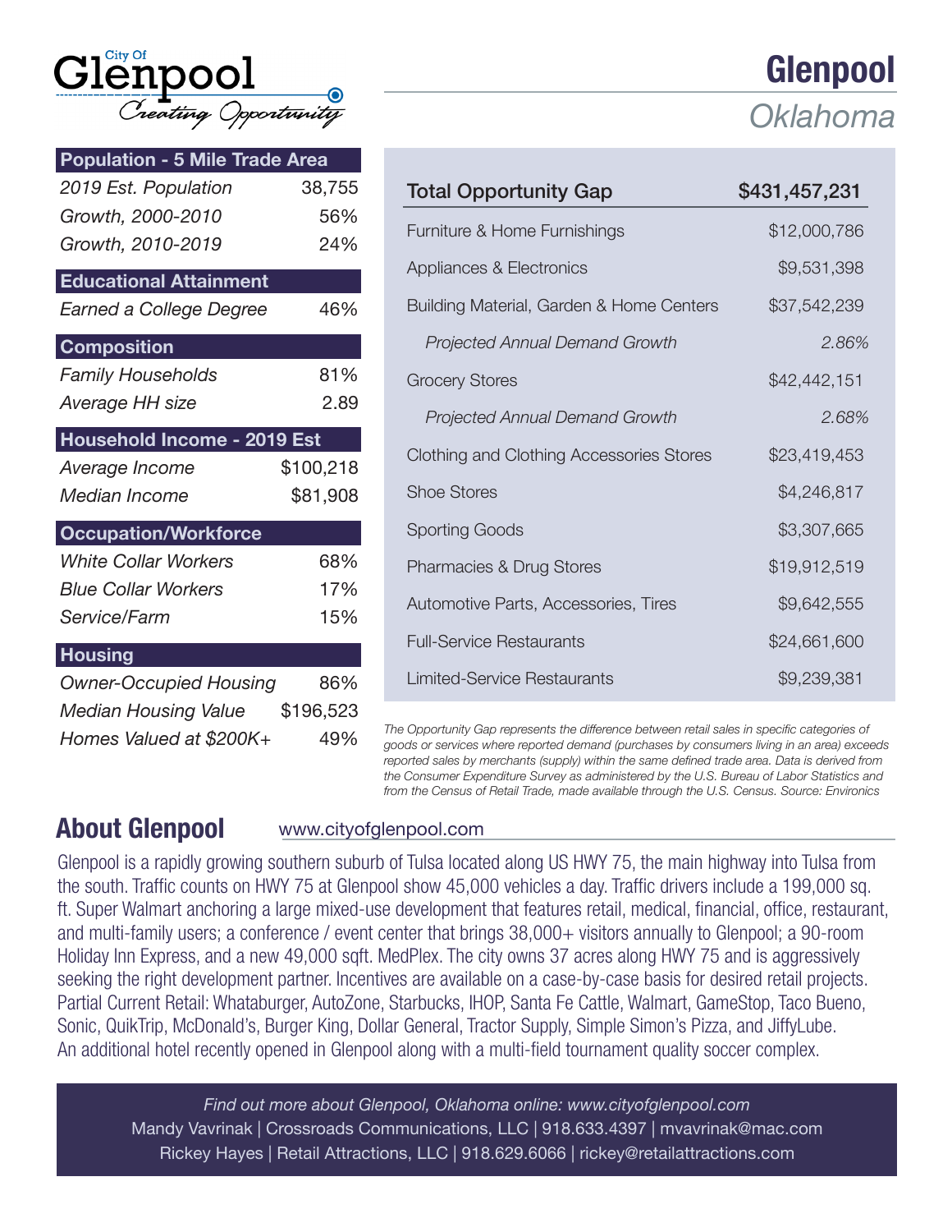City Of
# Glenpool
*Creating Opportunity*

# Glenpool
## Oklahoma

| Population - 5 Mile Trade Area | |
|---|---|
| *2019 Est. Population* | 38,755 |
| *Growth, 2000-2010* | 56% |
| *Growth, 2010-2019* | 24% |

| Educational Attainment | |
|---|---|
| *Earned a College Degree* | 46% |

| Composition | |
|---|---|
| *Family Households* | 81% |
| *Average HH size* | 2.89 |

| Household Income - 2019 Est | |
|---|---|
| *Average Income* | $100,218 |
| *Median Income* | $81,908 |

| Occupation/Workforce | |
|---|---|
| *White Collar Workers* | 68% |
| *Blue Collar Workers* | 17% |
| *Service/Farm* | 15% |

| Housing | |
|---|---|
| *Owner-Occupied Housing* | 86% |
| *Median Housing Value* | $196,523 |
| *Homes Valued at $200K+* | 49% |

| Total Opportunity Gap | $431,457,231 |
|---|---|
| Furniture & Home Furnishings | $12,000,786 |
| Appliances & Electronics | $9,531,398 |
| Building Material, Garden & Home Centers | $37,542,239 |
| *Projected Annual Demand Growth* | *2.86%* |
| Grocery Stores | $42,442,151 |
| *Projected Annual Demand Growth* | *2.68%* |
| Clothing and Clothing Accessories Stores | $23,419,453 |
| Shoe Stores | $4,246,817 |
| Sporting Goods | $3,307,665 |
| Pharmacies & Drug Stores | $19,912,519 |
| Automotive Parts, Accessories, Tires | $9,642,555 |
| Full-Service Restaurants | $24,661,600 |
| Limited-Service Restaurants | $9,239,381 |

*The Opportunity Gap represents the difference between retail sales in specific categories of goods or services where reported demand (purchases by consumers living in an area) exceeds reported sales by merchants (supply) within the same defined trade area. Data is derived from the Consumer Expenditure Survey as administered by the U.S. Bureau of Labor Statistics and from the Census of Retail Trade, made available through the U.S. Census. Source: Environics*

## About Glenpool

www.cityofglenpool.com

Glenpool is a rapidly growing southern suburb of Tulsa located along US HWY 75, the main highway into Tulsa from the south. Traffic counts on HWY 75 at Glenpool show 45,000 vehicles a day. Traffic drivers include a 199,000 sq. ft. Super Walmart anchoring a large mixed-use development that features retail, medical, financial, office, restaurant, and multi-family users; a conference / event center that brings 38,000+ visitors annually to Glenpool; a 90-room Holiday Inn Express, and a new 49,000 sqft. MedPlex. The city owns 37 acres along HWY 75 and is aggressively seeking the right development partner. Incentives are available on a case-by-case basis for desired retail projects. Partial Current Retail: Whataburger, AutoZone, Starbucks, IHOP, Santa Fe Cattle, Walmart, GameStop, Taco Bueno, Sonic, QuikTrip, McDonald's, Burger King, Dollar General, Tractor Supply, Simple Simon's Pizza, and JiffyLube. An additional hotel recently opened in Glenpool along with a multi-field tournament quality soccer complex.

*Find out more about Glenpool, Oklahoma online: www.cityofglenpool.com*
Mandy Vavrinak | Crossroads Communications, LLC | 918.633.4397 | mvavrinak@mac.com
Rickey Hayes | Retail Attractions, LLC | 918.629.6066 | rickey@retailattractions.com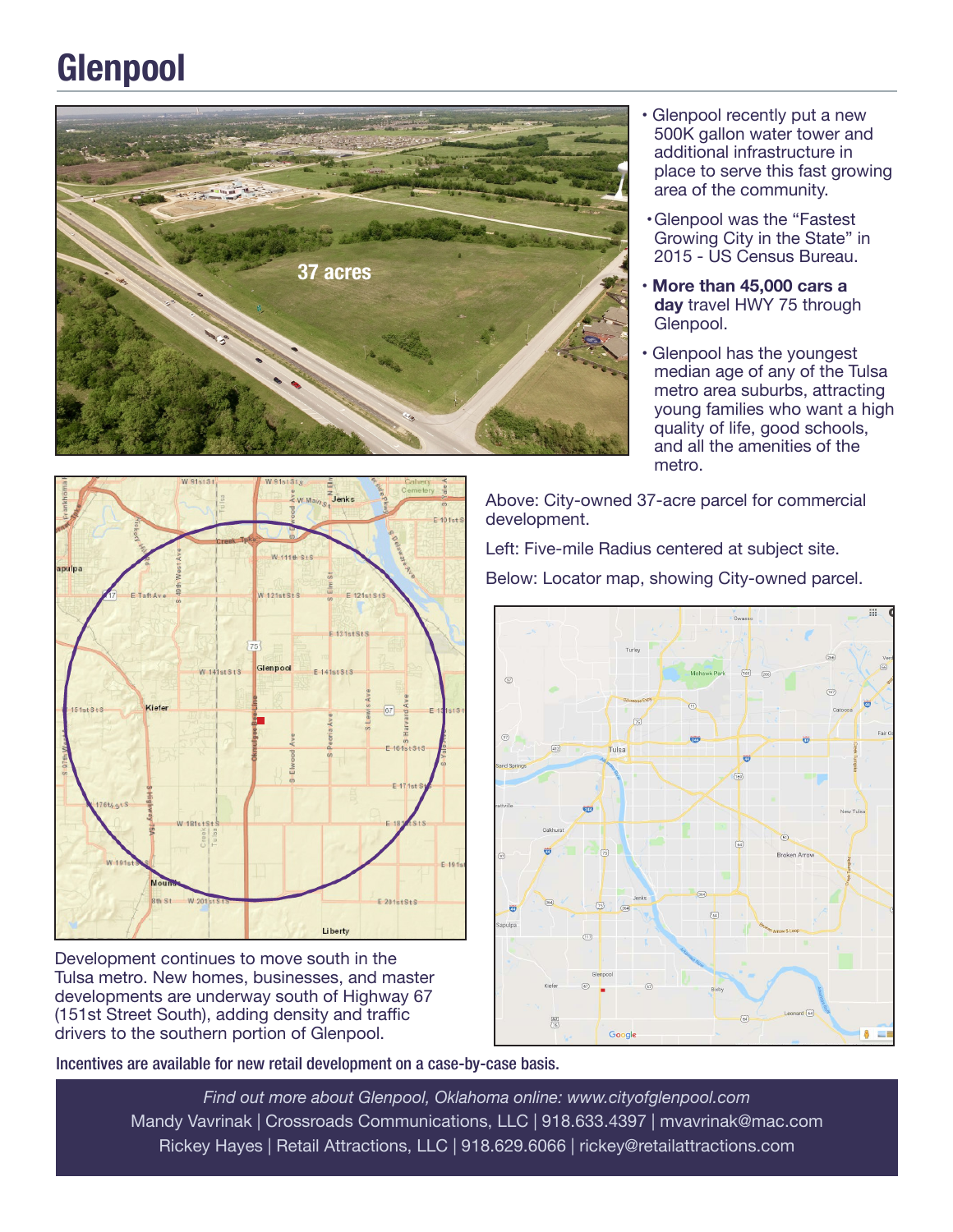# Glenpool

- Glenpool recently put a new 500K gallon water tower and additional infrastructure in place to serve this fast growing area of the community.
- Glenpool was the "Fastest Growing City in the State" in 2015 - US Census Bureau.
- **More than 45,000 cars a day** travel HWY 75 through Glenpool.
- Glenpool has the youngest median age of any of the Tulsa metro area suburbs, attracting young families who want a high quality of life, good schools, and all the amenities of the metro.

Above: City-owned 37-acre parcel for commercial development.

Left: Five-mile Radius centered at subject site.

Below: Locator map, showing City-owned parcel.

Development continues to move south in the Tulsa metro. New homes, businesses, and master developments are underway south of Highway 67 (151st Street South), adding density and traffic drivers to the southern portion of Glenpool.

**Incentives are available for new retail development on a case-by-case basis.**

*Find out more about Glenpool, Oklahoma online: www.cityofglenpool.com*

Mandy Vavrinak | Crossroads Communications, LLC | 918.633.4397 | mvavrinak@mac.com

Rickey Hayes | Retail Attractions, LLC | 918.629.6066 | rickey@retailattractions.com